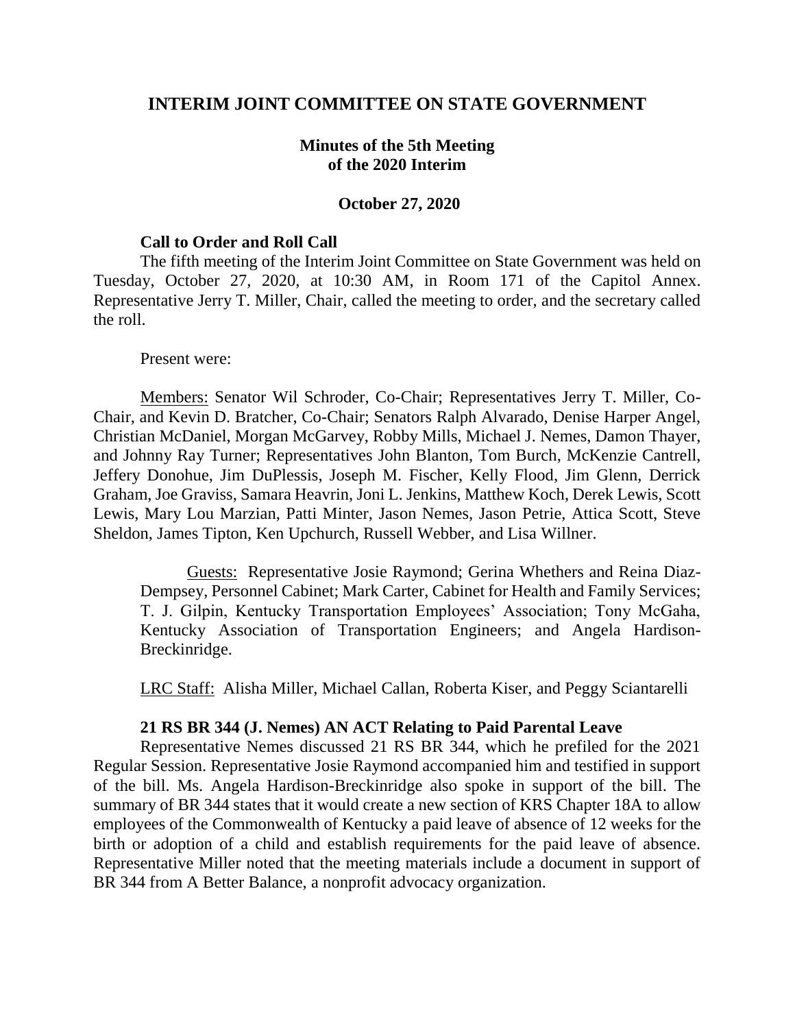# INTERIM JOINT COMMITTEE ON STATE GOVERNMENT

## Minutes of the 5th Meeting of the 2020 Interim

### October 27, 2020

**Call to Order and Roll Call**

The fifth meeting of the Interim Joint Committee on State Government was held on Tuesday, October 27, 2020, at 10:30 AM, in Room 171 of the Capitol Annex. Representative Jerry T. Miller, Chair, called the meeting to order, and the secretary called the roll.

Present were:

Members: Senator Wil Schroder, Co-Chair; Representatives Jerry T. Miller, Co-Chair, and Kevin D. Bratcher, Co-Chair; Senators Ralph Alvarado, Denise Harper Angel, Christian McDaniel, Morgan McGarvey, Robby Mills, Michael J. Nemes, Damon Thayer, and Johnny Ray Turner; Representatives John Blanton, Tom Burch, McKenzie Cantrell, Jeffery Donohue, Jim DuPlessis, Joseph M. Fischer, Kelly Flood, Jim Glenn, Derrick Graham, Joe Graviss, Samara Heavrin, Joni L. Jenkins, Matthew Koch, Derek Lewis, Scott Lewis, Mary Lou Marzian, Patti Minter, Jason Nemes, Jason Petrie, Attica Scott, Steve Sheldon, James Tipton, Ken Upchurch, Russell Webber, and Lisa Willner.

> Guests: Representative Josie Raymond; Gerina Whethers and Reina Diaz-Dempsey, Personnel Cabinet; Mark Carter, Cabinet for Health and Family Services; T. J. Gilpin, Kentucky Transportation Employees' Association; Tony McGaha, Kentucky Association of Transportation Engineers; and Angela Hardison-Breckinridge.

LRC Staff: Alisha Miller, Michael Callan, Roberta Kiser, and Peggy Sciantarelli

**21 RS BR 344 (J. Nemes) AN ACT Relating to Paid Parental Leave**

Representative Nemes discussed 21 RS BR 344, which he prefiled for the 2021 Regular Session. Representative Josie Raymond accompanied him and testified in support of the bill. Ms. Angela Hardison-Breckinridge also spoke in support of the bill. The summary of BR 344 states that it would create a new section of KRS Chapter 18A to allow employees of the Commonwealth of Kentucky a paid leave of absence of 12 weeks for the birth or adoption of a child and establish requirements for the paid leave of absence. Representative Miller noted that the meeting materials include a document in support of BR 344 from A Better Balance, a nonprofit advocacy organization.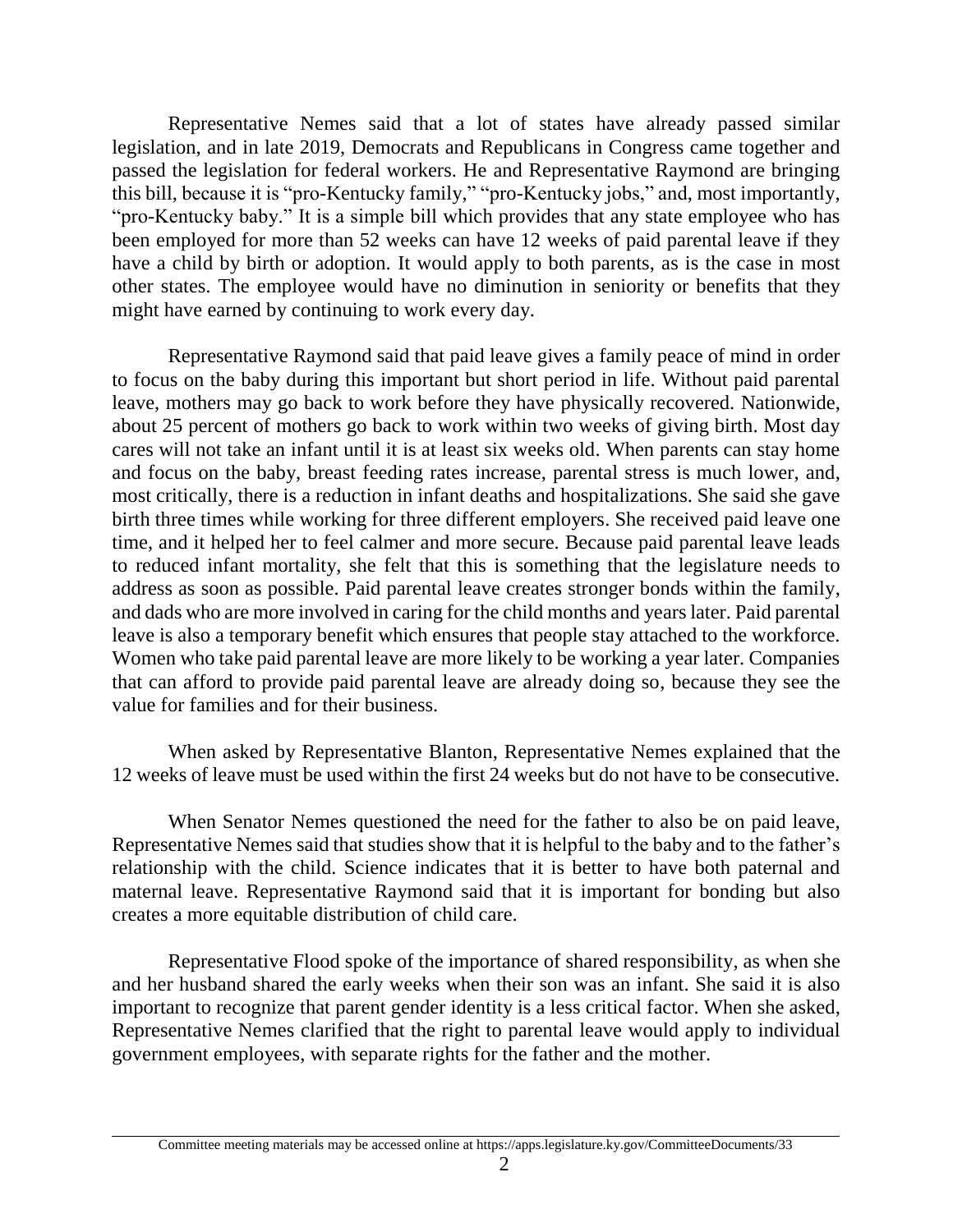Representative Nemes said that a lot of states have already passed similar legislation, and in late 2019, Democrats and Republicans in Congress came together and passed the legislation for federal workers. He and Representative Raymond are bringing this bill, because it is "pro-Kentucky family," "pro-Kentucky jobs," and, most importantly, "pro-Kentucky baby." It is a simple bill which provides that any state employee who has been employed for more than 52 weeks can have 12 weeks of paid parental leave if they have a child by birth or adoption. It would apply to both parents, as is the case in most other states. The employee would have no diminution in seniority or benefits that they might have earned by continuing to work every day.

Representative Raymond said that paid leave gives a family peace of mind in order to focus on the baby during this important but short period in life. Without paid parental leave, mothers may go back to work before they have physically recovered. Nationwide, about 25 percent of mothers go back to work within two weeks of giving birth. Most day cares will not take an infant until it is at least six weeks old. When parents can stay home and focus on the baby, breast feeding rates increase, parental stress is much lower, and, most critically, there is a reduction in infant deaths and hospitalizations. She said she gave birth three times while working for three different employers. She received paid leave one time, and it helped her to feel calmer and more secure. Because paid parental leave leads to reduced infant mortality, she felt that this is something that the legislature needs to address as soon as possible. Paid parental leave creates stronger bonds within the family, and dads who are more involved in caring for the child months and years later. Paid parental leave is also a temporary benefit which ensures that people stay attached to the workforce. Women who take paid parental leave are more likely to be working a year later. Companies that can afford to provide paid parental leave are already doing so, because they see the value for families and for their business.

When asked by Representative Blanton, Representative Nemes explained that the 12 weeks of leave must be used within the first 24 weeks but do not have to be consecutive.

When Senator Nemes questioned the need for the father to also be on paid leave, Representative Nemes said that studies show that it is helpful to the baby and to the father's relationship with the child. Science indicates that it is better to have both paternal and maternal leave. Representative Raymond said that it is important for bonding but also creates a more equitable distribution of child care.

Representative Flood spoke of the importance of shared responsibility, as when she and her husband shared the early weeks when their son was an infant. She said it is also important to recognize that parent gender identity is a less critical factor. When she asked, Representative Nemes clarified that the right to parental leave would apply to individual government employees, with separate rights for the father and the mother.

Committee meeting materials may be accessed online at https://apps.legislature.ky.gov/CommitteeDocuments/33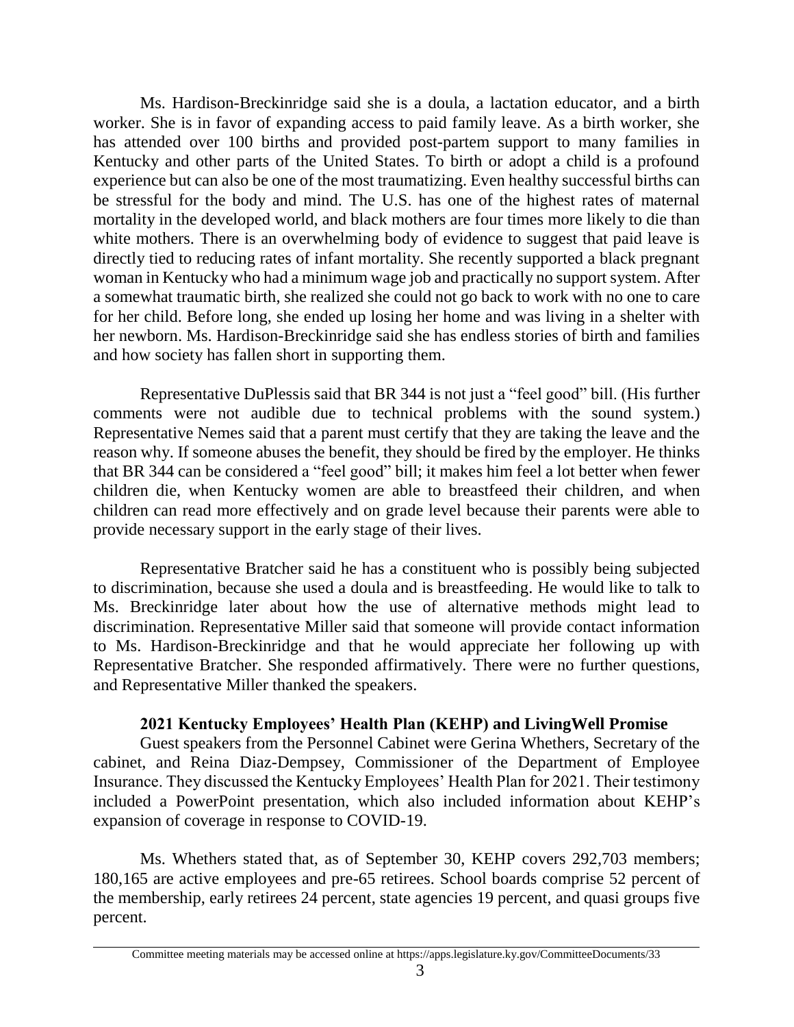Ms. Hardison-Breckinridge said she is a doula, a lactation educator, and a birth worker. She is in favor of expanding access to paid family leave. As a birth worker, she has attended over 100 births and provided post-partem support to many families in Kentucky and other parts of the United States. To birth or adopt a child is a profound experience but can also be one of the most traumatizing. Even healthy successful births can be stressful for the body and mind. The U.S. has one of the highest rates of maternal mortality in the developed world, and black mothers are four times more likely to die than white mothers. There is an overwhelming body of evidence to suggest that paid leave is directly tied to reducing rates of infant mortality. She recently supported a black pregnant woman in Kentucky who had a minimum wage job and practically no support system. After a somewhat traumatic birth, she realized she could not go back to work with no one to care for her child. Before long, she ended up losing her home and was living in a shelter with her newborn. Ms. Hardison-Breckinridge said she has endless stories of birth and families and how society has fallen short in supporting them.

Representative DuPlessis said that BR 344 is not just a "feel good" bill. (His further comments were not audible due to technical problems with the sound system.) Representative Nemes said that a parent must certify that they are taking the leave and the reason why. If someone abuses the benefit, they should be fired by the employer. He thinks that BR 344 can be considered a "feel good" bill; it makes him feel a lot better when fewer children die, when Kentucky women are able to breastfeed their children, and when children can read more effectively and on grade level because their parents were able to provide necessary support in the early stage of their lives.

Representative Bratcher said he has a constituent who is possibly being subjected to discrimination, because she used a doula and is breastfeeding. He would like to talk to Ms. Breckinridge later about how the use of alternative methods might lead to discrimination. Representative Miller said that someone will provide contact information to Ms. Hardison-Breckinridge and that he would appreciate her following up with Representative Bratcher. She responded affirmatively. There were no further questions, and Representative Miller thanked the speakers.

**2021 Kentucky Employees' Health Plan (KEHP) and LivingWell Promise**

Guest speakers from the Personnel Cabinet were Gerina Whethers, Secretary of the cabinet, and Reina Diaz-Dempsey, Commissioner of the Department of Employee Insurance. They discussed the Kentucky Employees' Health Plan for 2021. Their testimony included a PowerPoint presentation, which also included information about KEHP's expansion of coverage in response to COVID-19.

Ms. Whethers stated that, as of September 30, KEHP covers 292,703 members; 180,165 are active employees and pre-65 retirees. School boards comprise 52 percent of the membership, early retirees 24 percent, state agencies 19 percent, and quasi groups five percent.

Committee meeting materials may be accessed online at https://apps.legislature.ky.gov/CommitteeDocuments/33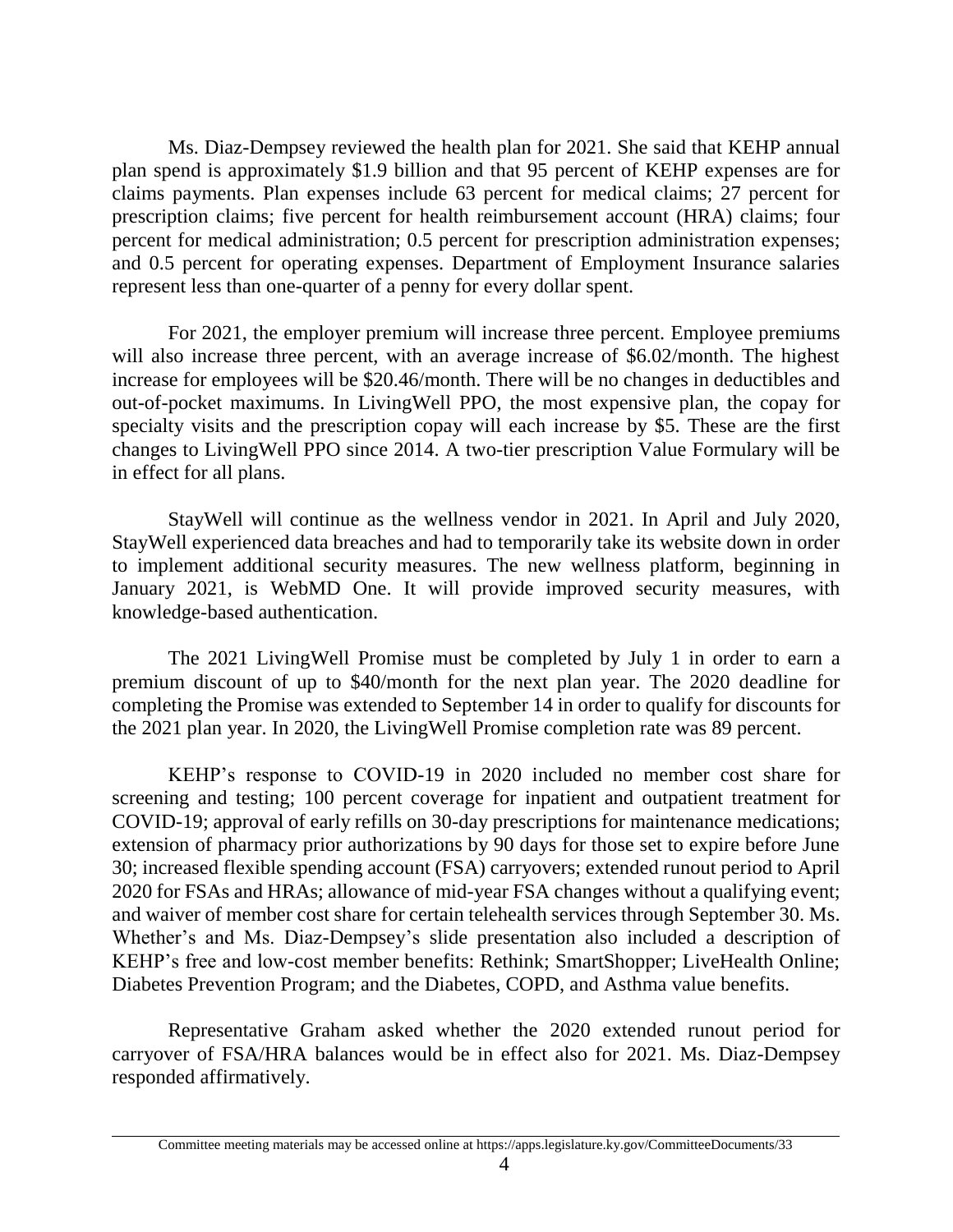Ms. Diaz-Dempsey reviewed the health plan for 2021. She said that KEHP annual plan spend is approximately $1.9 billion and that 95 percent of KEHP expenses are for claims payments. Plan expenses include 63 percent for medical claims; 27 percent for prescription claims; five percent for health reimbursement account (HRA) claims; four percent for medical administration; 0.5 percent for prescription administration expenses; and 0.5 percent for operating expenses. Department of Employment Insurance salaries represent less than one-quarter of a penny for every dollar spent.

For 2021, the employer premium will increase three percent. Employee premiums will also increase three percent, with an average increase of $6.02/month. The highest increase for employees will be $20.46/month. There will be no changes in deductibles and out-of-pocket maximums. In LivingWell PPO, the most expensive plan, the copay for specialty visits and the prescription copay will each increase by $5. These are the first changes to LivingWell PPO since 2014. A two-tier prescription Value Formulary will be in effect for all plans.

StayWell will continue as the wellness vendor in 2021. In April and July 2020, StayWell experienced data breaches and had to temporarily take its website down in order to implement additional security measures. The new wellness platform, beginning in January 2021, is WebMD One. It will provide improved security measures, with knowledge-based authentication.

The 2021 LivingWell Promise must be completed by July 1 in order to earn a premium discount of up to $40/month for the next plan year. The 2020 deadline for completing the Promise was extended to September 14 in order to qualify for discounts for the 2021 plan year. In 2020, the LivingWell Promise completion rate was 89 percent.

KEHP's response to COVID-19 in 2020 included no member cost share for screening and testing; 100 percent coverage for inpatient and outpatient treatment for COVID-19; approval of early refills on 30-day prescriptions for maintenance medications; extension of pharmacy prior authorizations by 90 days for those set to expire before June 30; increased flexible spending account (FSA) carryovers; extended runout period to April 2020 for FSAs and HRAs; allowance of mid-year FSA changes without a qualifying event; and waiver of member cost share for certain telehealth services through September 30. Ms. Whether's and Ms. Diaz-Dempsey's slide presentation also included a description of KEHP's free and low-cost member benefits: Rethink; SmartShopper; LiveHealth Online; Diabetes Prevention Program; and the Diabetes, COPD, and Asthma value benefits.

Representative Graham asked whether the 2020 extended runout period for carryover of FSA/HRA balances would be in effect also for 2021. Ms. Diaz-Dempsey responded affirmatively.

Committee meeting materials may be accessed online at https://apps.legislature.ky.gov/CommitteeDocuments/33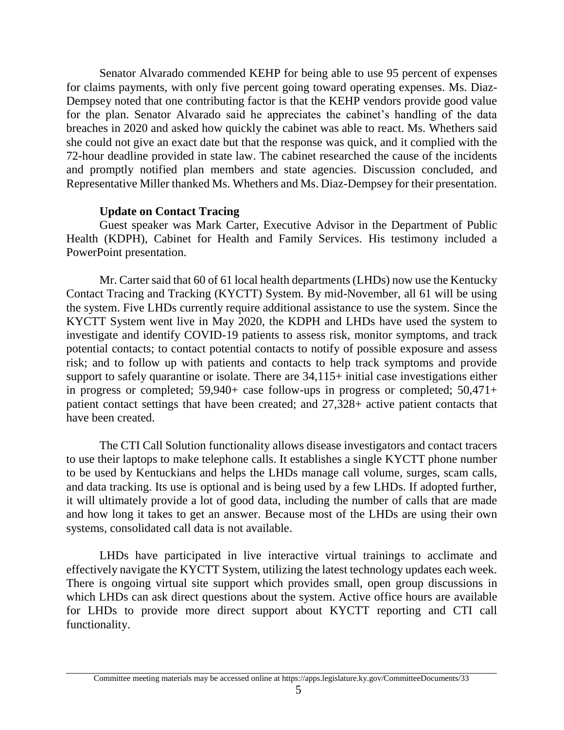Senator Alvarado commended KEHP for being able to use 95 percent of expenses for claims payments, with only five percent going toward operating expenses. Ms. Diaz-Dempsey noted that one contributing factor is that the KEHP vendors provide good value for the plan. Senator Alvarado said he appreciates the cabinet's handling of the data breaches in 2020 and asked how quickly the cabinet was able to react. Ms. Whethers said she could not give an exact date but that the response was quick, and it complied with the 72-hour deadline provided in state law. The cabinet researched the cause of the incidents and promptly notified plan members and state agencies. Discussion concluded, and Representative Miller thanked Ms. Whethers and Ms. Diaz-Dempsey for their presentation.

**Update on Contact Tracing**

Guest speaker was Mark Carter, Executive Advisor in the Department of Public Health (KDPH), Cabinet for Health and Family Services. His testimony included a PowerPoint presentation.

Mr. Carter said that 60 of 61 local health departments (LHDs) now use the Kentucky Contact Tracing and Tracking (KYCTT) System. By mid-November, all 61 will be using the system. Five LHDs currently require additional assistance to use the system. Since the KYCTT System went live in May 2020, the KDPH and LHDs have used the system to investigate and identify COVID-19 patients to assess risk, monitor symptoms, and track potential contacts; to contact potential contacts to notify of possible exposure and assess risk; and to follow up with patients and contacts to help track symptoms and provide support to safely quarantine or isolate. There are 34,115+ initial case investigations either in progress or completed; 59,940+ case follow-ups in progress or completed; 50,471+ patient contact settings that have been created; and 27,328+ active patient contacts that have been created.

The CTI Call Solution functionality allows disease investigators and contact tracers to use their laptops to make telephone calls. It establishes a single KYCTT phone number to be used by Kentuckians and helps the LHDs manage call volume, surges, scam calls, and data tracking. Its use is optional and is being used by a few LHDs. If adopted further, it will ultimately provide a lot of good data, including the number of calls that are made and how long it takes to get an answer. Because most of the LHDs are using their own systems, consolidated call data is not available.

LHDs have participated in live interactive virtual trainings to acclimate and effectively navigate the KYCTT System, utilizing the latest technology updates each week. There is ongoing virtual site support which provides small, open group discussions in which LHDs can ask direct questions about the system. Active office hours are available for LHDs to provide more direct support about KYCTT reporting and CTI call functionality.

Committee meeting materials may be accessed online at https://apps.legislature.ky.gov/CommitteeDocuments/33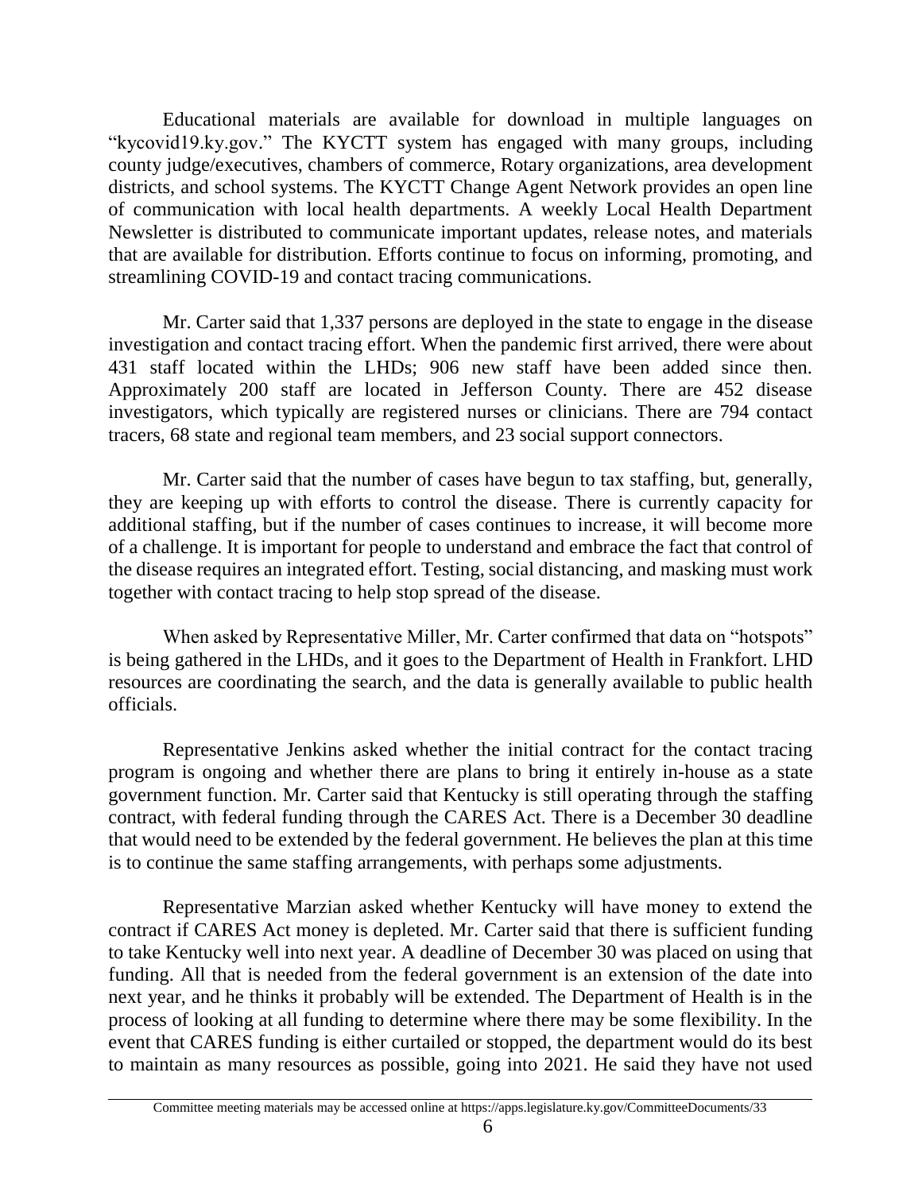Educational materials are available for download in multiple languages on "kycovid19.ky.gov." The KYCTT system has engaged with many groups, including county judge/executives, chambers of commerce, Rotary organizations, area development districts, and school systems. The KYCTT Change Agent Network provides an open line of communication with local health departments. A weekly Local Health Department Newsletter is distributed to communicate important updates, release notes, and materials that are available for distribution. Efforts continue to focus on informing, promoting, and streamlining COVID-19 and contact tracing communications.

Mr. Carter said that 1,337 persons are deployed in the state to engage in the disease investigation and contact tracing effort. When the pandemic first arrived, there were about 431 staff located within the LHDs; 906 new staff have been added since then. Approximately 200 staff are located in Jefferson County. There are 452 disease investigators, which typically are registered nurses or clinicians. There are 794 contact tracers, 68 state and regional team members, and 23 social support connectors.

Mr. Carter said that the number of cases have begun to tax staffing, but, generally, they are keeping up with efforts to control the disease. There is currently capacity for additional staffing, but if the number of cases continues to increase, it will become more of a challenge. It is important for people to understand and embrace the fact that control of the disease requires an integrated effort. Testing, social distancing, and masking must work together with contact tracing to help stop spread of the disease.

When asked by Representative Miller, Mr. Carter confirmed that data on "hotspots" is being gathered in the LHDs, and it goes to the Department of Health in Frankfort. LHD resources are coordinating the search, and the data is generally available to public health officials.

Representative Jenkins asked whether the initial contract for the contact tracing program is ongoing and whether there are plans to bring it entirely in-house as a state government function. Mr. Carter said that Kentucky is still operating through the staffing contract, with federal funding through the CARES Act. There is a December 30 deadline that would need to be extended by the federal government. He believes the plan at this time is to continue the same staffing arrangements, with perhaps some adjustments.

Representative Marzian asked whether Kentucky will have money to extend the contract if CARES Act money is depleted. Mr. Carter said that there is sufficient funding to take Kentucky well into next year. A deadline of December 30 was placed on using that funding. All that is needed from the federal government is an extension of the date into next year, and he thinks it probably will be extended. The Department of Health is in the process of looking at all funding to determine where there may be some flexibility. In the event that CARES funding is either curtailed or stopped, the department would do its best to maintain as many resources as possible, going into 2021. He said they have not used

Committee meeting materials may be accessed online at https://apps.legislature.ky.gov/CommitteeDocuments/33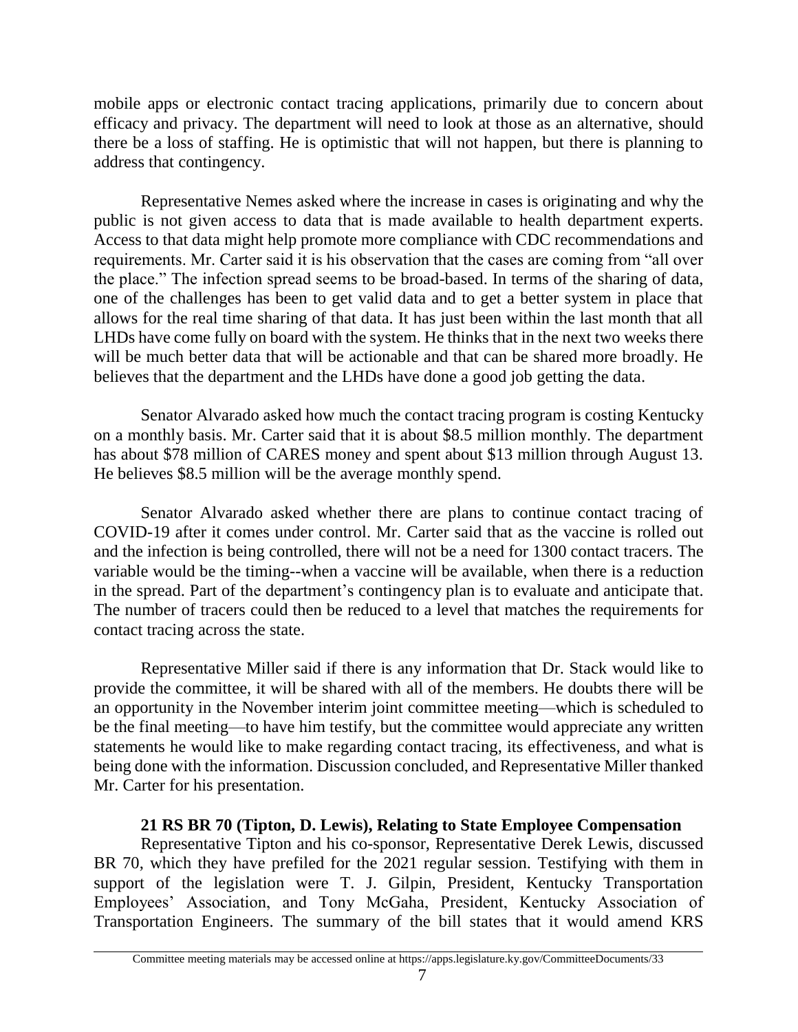mobile apps or electronic contact tracing applications, primarily due to concern about efficacy and privacy. The department will need to look at those as an alternative, should there be a loss of staffing. He is optimistic that will not happen, but there is planning to address that contingency.

Representative Nemes asked where the increase in cases is originating and why the public is not given access to data that is made available to health department experts. Access to that data might help promote more compliance with CDC recommendations and requirements. Mr. Carter said it is his observation that the cases are coming from "all over the place." The infection spread seems to be broad-based. In terms of the sharing of data, one of the challenges has been to get valid data and to get a better system in place that allows for the real time sharing of that data. It has just been within the last month that all LHDs have come fully on board with the system. He thinks that in the next two weeks there will be much better data that will be actionable and that can be shared more broadly. He believes that the department and the LHDs have done a good job getting the data.

Senator Alvarado asked how much the contact tracing program is costing Kentucky on a monthly basis. Mr. Carter said that it is about $8.5 million monthly. The department has about $78 million of CARES money and spent about $13 million through August 13. He believes $8.5 million will be the average monthly spend.

Senator Alvarado asked whether there are plans to continue contact tracing of COVID-19 after it comes under control. Mr. Carter said that as the vaccine is rolled out and the infection is being controlled, there will not be a need for 1300 contact tracers. The variable would be the timing--when a vaccine will be available, when there is a reduction in the spread. Part of the department's contingency plan is to evaluate and anticipate that. The number of tracers could then be reduced to a level that matches the requirements for contact tracing across the state.

Representative Miller said if there is any information that Dr. Stack would like to provide the committee, it will be shared with all of the members. He doubts there will be an opportunity in the November interim joint committee meeting—which is scheduled to be the final meeting—to have him testify, but the committee would appreciate any written statements he would like to make regarding contact tracing, its effectiveness, and what is being done with the information. Discussion concluded, and Representative Miller thanked Mr. Carter for his presentation.

**21 RS BR 70 (Tipton, D. Lewis), Relating to State Employee Compensation**

Representative Tipton and his co-sponsor, Representative Derek Lewis, discussed BR 70, which they have prefiled for the 2021 regular session. Testifying with them in support of the legislation were T. J. Gilpin, President, Kentucky Transportation Employees' Association, and Tony McGaha, President, Kentucky Association of Transportation Engineers. The summary of the bill states that it would amend KRS

Committee meeting materials may be accessed online at https://apps.legislature.ky.gov/CommitteeDocuments/33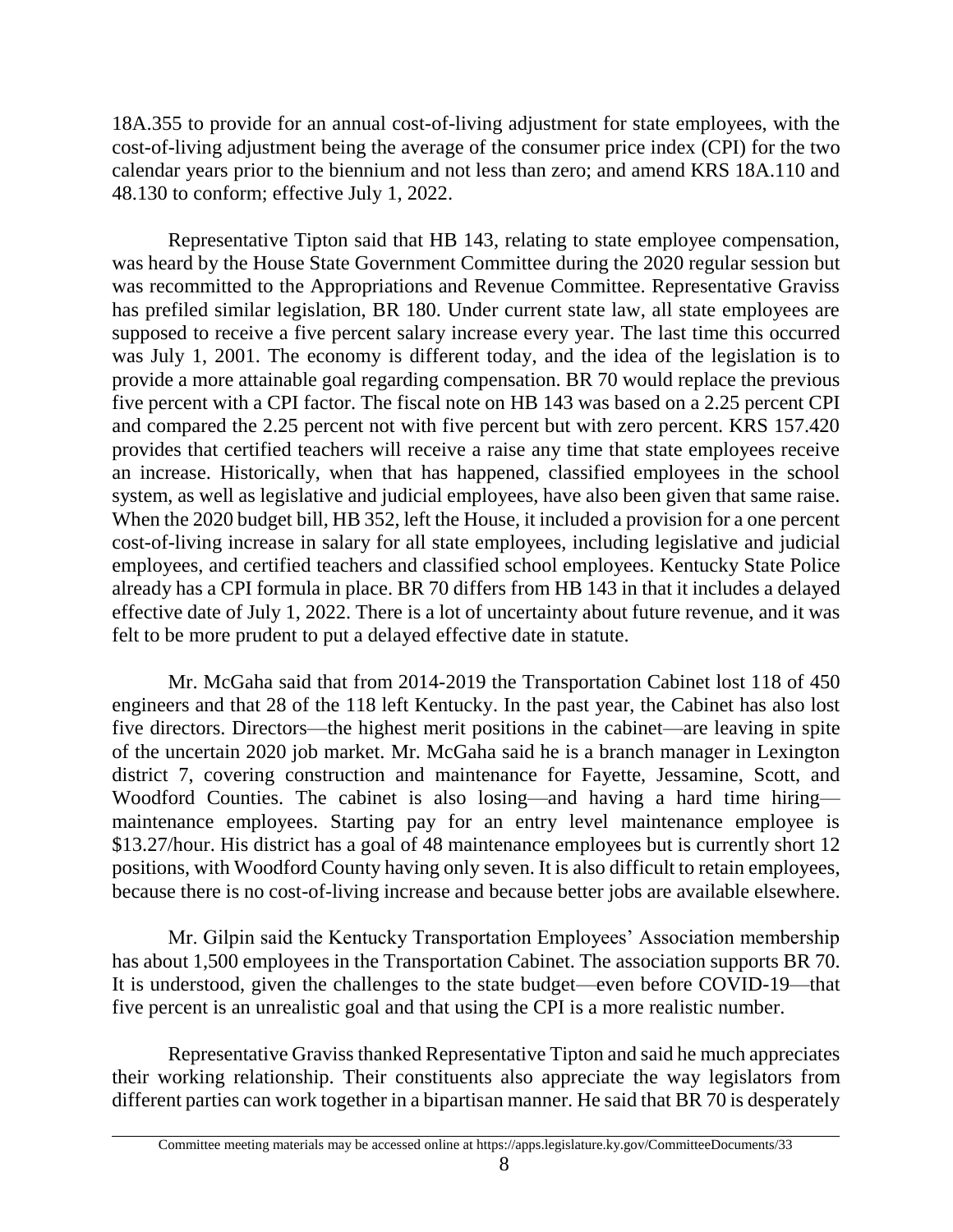18A.355 to provide for an annual cost-of-living adjustment for state employees, with the cost-of-living adjustment being the average of the consumer price index (CPI) for the two calendar years prior to the biennium and not less than zero; and amend KRS 18A.110 and 48.130 to conform; effective July 1, 2022.

Representative Tipton said that HB 143, relating to state employee compensation, was heard by the House State Government Committee during the 2020 regular session but was recommitted to the Appropriations and Revenue Committee. Representative Graviss has prefiled similar legislation, BR 180. Under current state law, all state employees are supposed to receive a five percent salary increase every year. The last time this occurred was July 1, 2001. The economy is different today, and the idea of the legislation is to provide a more attainable goal regarding compensation. BR 70 would replace the previous five percent with a CPI factor. The fiscal note on HB 143 was based on a 2.25 percent CPI and compared the 2.25 percent not with five percent but with zero percent. KRS 157.420 provides that certified teachers will receive a raise any time that state employees receive an increase. Historically, when that has happened, classified employees in the school system, as well as legislative and judicial employees, have also been given that same raise. When the 2020 budget bill, HB 352, left the House, it included a provision for a one percent cost-of-living increase in salary for all state employees, including legislative and judicial employees, and certified teachers and classified school employees. Kentucky State Police already has a CPI formula in place. BR 70 differs from HB 143 in that it includes a delayed effective date of July 1, 2022. There is a lot of uncertainty about future revenue, and it was felt to be more prudent to put a delayed effective date in statute.

Mr. McGaha said that from 2014-2019 the Transportation Cabinet lost 118 of 450 engineers and that 28 of the 118 left Kentucky. In the past year, the Cabinet has also lost five directors. Directors—the highest merit positions in the cabinet—are leaving in spite of the uncertain 2020 job market. Mr. McGaha said he is a branch manager in Lexington district 7, covering construction and maintenance for Fayette, Jessamine, Scott, and Woodford Counties. The cabinet is also losing—and having a hard time hiring—maintenance employees. Starting pay for an entry level maintenance employee is \$13.27/hour. His district has a goal of 48 maintenance employees but is currently short 12 positions, with Woodford County having only seven. It is also difficult to retain employees, because there is no cost-of-living increase and because better jobs are available elsewhere.

Mr. Gilpin said the Kentucky Transportation Employees' Association membership has about 1,500 employees in the Transportation Cabinet. The association supports BR 70. It is understood, given the challenges to the state budget—even before COVID-19—that five percent is an unrealistic goal and that using the CPI is a more realistic number.

Representative Graviss thanked Representative Tipton and said he much appreciates their working relationship. Their constituents also appreciate the way legislators from different parties can work together in a bipartisan manner. He said that BR 70 is desperately

Committee meeting materials may be accessed online at https://apps.legislature.ky.gov/CommitteeDocuments/33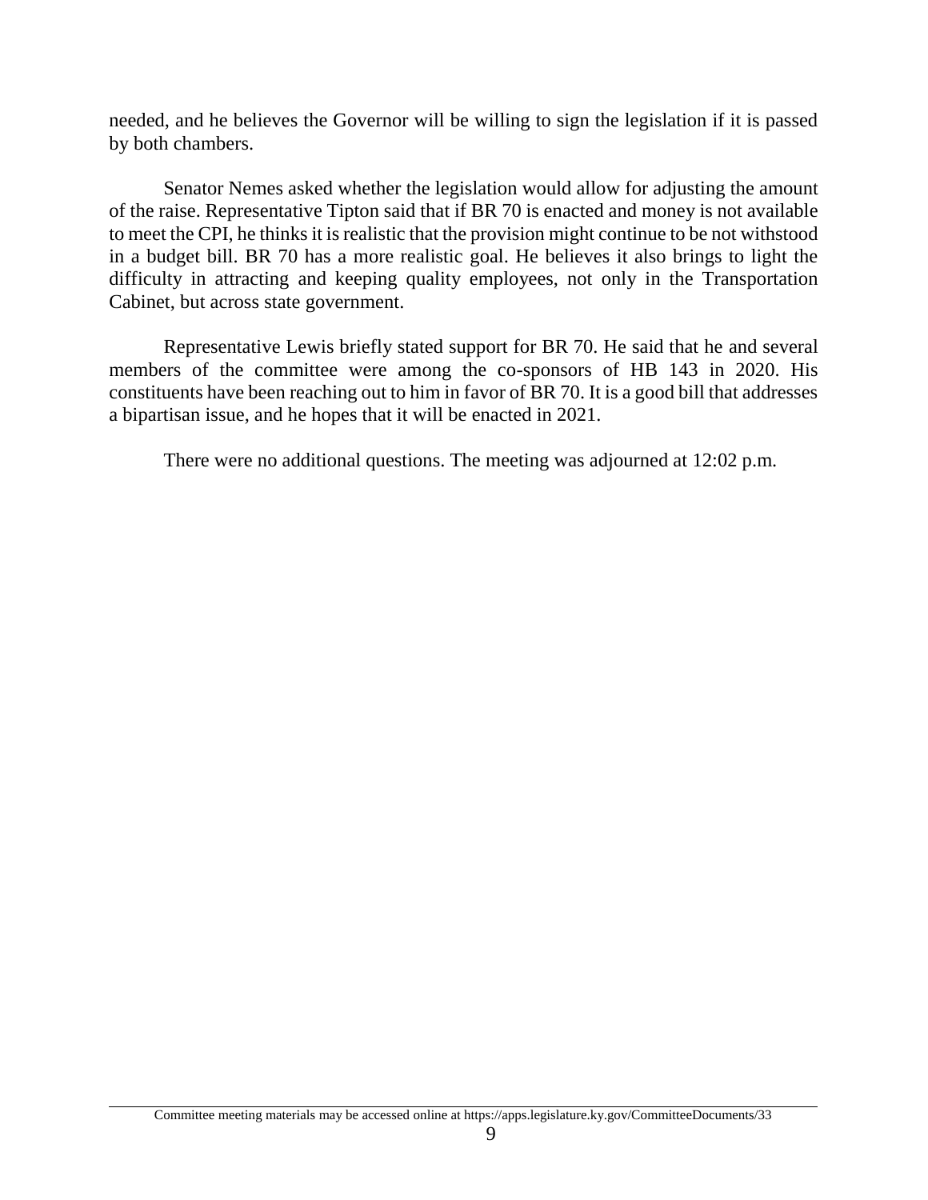needed, and he believes the Governor will be willing to sign the legislation if it is passed by both chambers.

Senator Nemes asked whether the legislation would allow for adjusting the amount of the raise. Representative Tipton said that if BR 70 is enacted and money is not available to meet the CPI, he thinks it is realistic that the provision might continue to be not withstood in a budget bill. BR 70 has a more realistic goal. He believes it also brings to light the difficulty in attracting and keeping quality employees, not only in the Transportation Cabinet, but across state government.

Representative Lewis briefly stated support for BR 70. He said that he and several members of the committee were among the co-sponsors of HB 143 in 2020. His constituents have been reaching out to him in favor of BR 70. It is a good bill that addresses a bipartisan issue, and he hopes that it will be enacted in 2021.

There were no additional questions. The meeting was adjourned at 12:02 p.m.

Committee meeting materials may be accessed online at https://apps.legislature.ky.gov/CommitteeDocuments/33